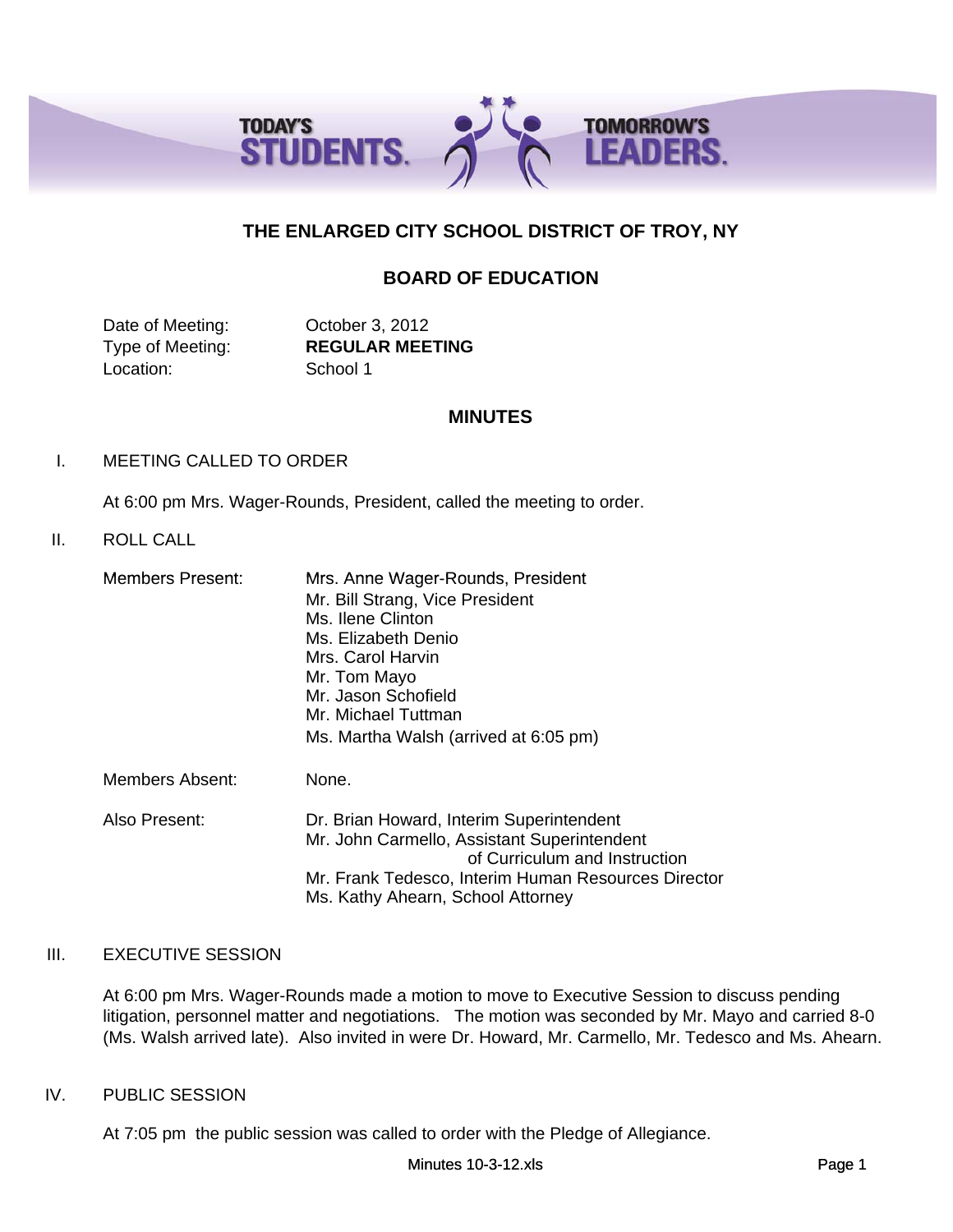TODAY'S STUDENTS. TOMORROW'S LEADERS.

# THE ENLARGED CITY SCHOOL DISTRICT OF TROY, NY

## BOARD OF EDUCATION

Date of Meeting: October 3, 2012
Type of Meeting: **REGULAR MEETING**
Location: School 1

## MINUTES

I. MEETING CALLED TO ORDER

At 6:00 pm Mrs. Wager-Rounds, President, called the meeting to order.

II. ROLL CALL

Members Present:
- Mrs. Anne Wager-Rounds, President
- Mr. Bill Strang, Vice President
- Ms. Ilene Clinton
- Ms. Elizabeth Denio
- Mrs. Carol Harvin
- Mr. Tom Mayo
- Mr. Jason Schofield
- Mr. Michael Tuttman
- Ms. Martha Walsh (arrived at 6:05 pm)

Members Absent: None.

Also Present:
- Dr. Brian Howard, Interim Superintendent
- Mr. John Carmello, Assistant Superintendent of Curriculum and Instruction
- Mr. Frank Tedesco, Interim Human Resources Director
- Ms. Kathy Ahearn, School Attorney

III. EXECUTIVE SESSION

At 6:00 pm Mrs. Wager-Rounds made a motion to move to Executive Session to discuss pending litigation, personnel matter and negotiations. The motion was seconded by Mr. Mayo and carried 8-0 (Ms. Walsh arrived late). Also invited in were Dr. Howard, Mr. Carmello, Mr. Tedesco and Ms. Ahearn.

IV. PUBLIC SESSION

At 7:05 pm the public session was called to order with the Pledge of Allegiance.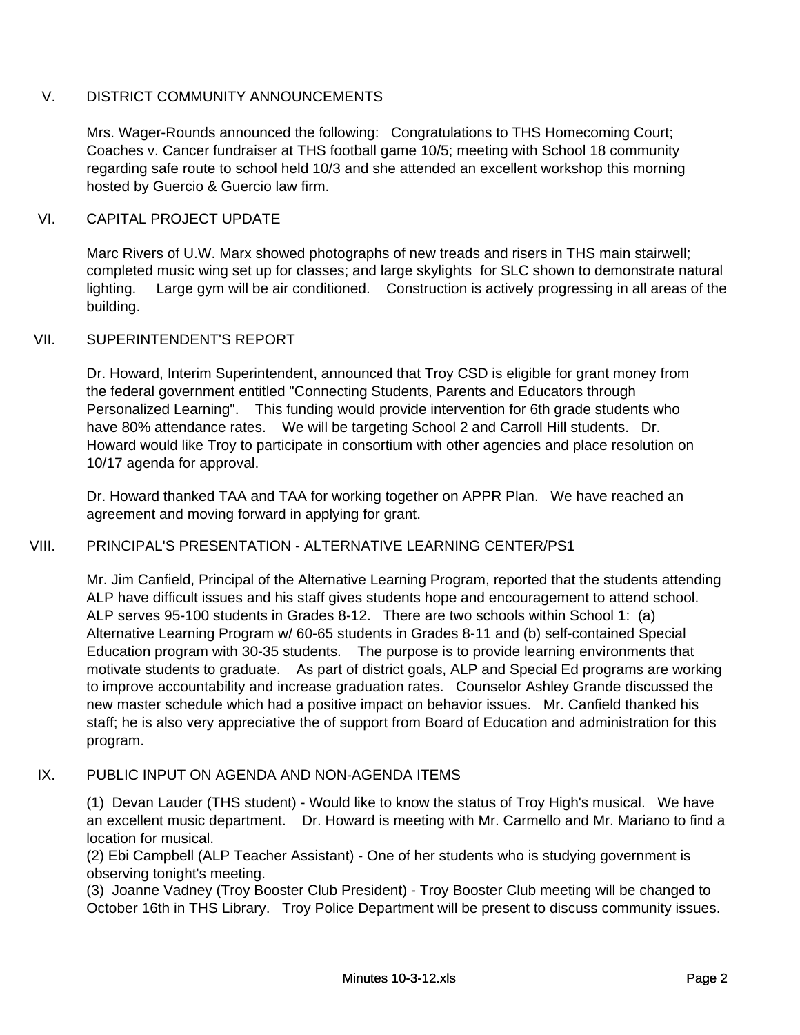## V. DISTRICT COMMUNITY ANNOUNCEMENTS

Mrs. Wager-Rounds announced the following: Congratulations to THS Homecoming Court; Coaches v. Cancer fundraiser at THS football game 10/5; meeting with School 18 community regarding safe route to school held 10/3 and she attended an excellent workshop this morning hosted by Guercio & Guercio law firm.

## VI. CAPITAL PROJECT UPDATE

Marc Rivers of U.W. Marx showed photographs of new treads and risers in THS main stairwell; completed music wing set up for classes; and large skylights for SLC shown to demonstrate natural lighting. Large gym will be air conditioned. Construction is actively progressing in all areas of the building.

## VII. SUPERINTENDENT'S REPORT

Dr. Howard, Interim Superintendent, announced that Troy CSD is eligible for grant money from the federal government entitled "Connecting Students, Parents and Educators through Personalized Learning". This funding would provide intervention for 6th grade students who have 80% attendance rates. We will be targeting School 2 and Carroll Hill students. Dr. Howard would like Troy to participate in consortium with other agencies and place resolution on 10/17 agenda for approval.

Dr. Howard thanked TAA and TAA for working together on APPR Plan. We have reached an agreement and moving forward in applying for grant.

## VIII. PRINCIPAL'S PRESENTATION - ALTERNATIVE LEARNING CENTER/PS1

Mr. Jim Canfield, Principal of the Alternative Learning Program, reported that the students attending ALP have difficult issues and his staff gives students hope and encouragement to attend school. ALP serves 95-100 students in Grades 8-12. There are two schools within School 1: (a) Alternative Learning Program w/ 60-65 students in Grades 8-11 and (b) self-contained Special Education program with 30-35 students. The purpose is to provide learning environments that motivate students to graduate. As part of district goals, ALP and Special Ed programs are working to improve accountability and increase graduation rates. Counselor Ashley Grande discussed the new master schedule which had a positive impact on behavior issues. Mr. Canfield thanked his staff; he is also very appreciative the of support from Board of Education and administration for this program.

## IX. PUBLIC INPUT ON AGENDA AND NON-AGENDA ITEMS

(1) Devan Lauder (THS student) - Would like to know the status of Troy High's musical. We have an excellent music department. Dr. Howard is meeting with Mr. Carmello and Mr. Mariano to find a location for musical.
(2) Ebi Campbell (ALP Teacher Assistant) - One of her students who is studying government is observing tonight's meeting.
(3) Joanne Vadney (Troy Booster Club President) - Troy Booster Club meeting will be changed to October 16th in THS Library. Troy Police Department will be present to discuss community issues.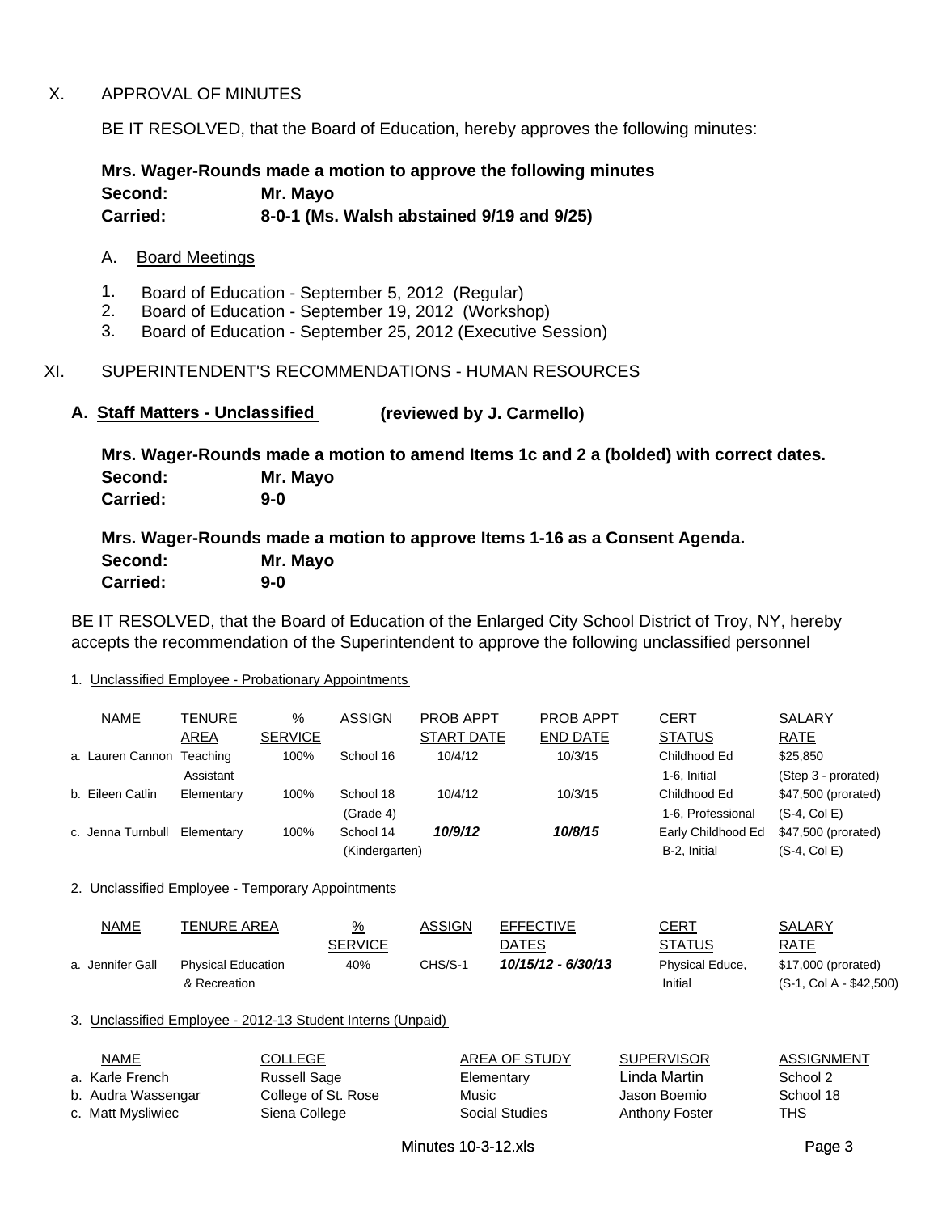## X. APPROVAL OF MINUTES

BE IT RESOLVED, that the Board of Education, hereby approves the following minutes:

**Mrs. Wager-Rounds made a motion to approve the following minutes**
**Second: Mr. Mayo**
**Carried: 8-0-1 (Ms. Walsh abstained 9/19 and 9/25)**

A. Board Meetings

1. Board of Education - September 5, 2012 (Regular)
2. Board of Education - September 19, 2012 (Workshop)
3. Board of Education - September 25, 2012 (Executive Session)

## XI. SUPERINTENDENT'S RECOMMENDATIONS - HUMAN RESOURCES

### A. Staff Matters - Unclassified (reviewed by J. Carmello)

**Mrs. Wager-Rounds made a motion to amend Items 1c and 2 a (bolded) with correct dates.**
**Second: Mr. Mayo**
**Carried: 9-0**

**Mrs. Wager-Rounds made a motion to approve Items 1-16 as a Consent Agenda.**
**Second: Mr. Mayo**
**Carried: 9-0**

BE IT RESOLVED, that the Board of Education of the Enlarged City School District of Troy, NY, hereby accepts the recommendation of the Superintendent to approve the following unclassified personnel

1. Unclassified Employee - Probationary Appointments

| NAME | TENURE AREA | % SERVICE | ASSIGN | PROB APPT START DATE | PROB APPT END DATE | CERT STATUS | SALARY RATE |
|---|---|---|---|---|---|---|---|
| a. Lauren Cannon | Teaching Assistant | 100% | School 16 | 10/4/12 | 10/3/15 | Childhood Ed 1-6, Initial | $25,850 (Step 3 - prorated) |
| b. Eileen Catlin | Elementary | 100% | School 18 (Grade 4) | 10/4/12 | 10/3/15 | Childhood Ed 1-6, Professional | $47,500 (prorated) (S-4, Col E) |
| c. Jenna Turnbull | Elementary | 100% | School 14 (Kindergarten) | ***10/9/12*** | ***10/8/15*** | Early Childhood Ed B-2, Initial | $47,500 (prorated) (S-4, Col E) |

2. Unclassified Employee - Temporary Appointments

| NAME | TENURE AREA | % SERVICE | ASSIGN | EFFECTIVE DATES | CERT STATUS | SALARY RATE |
|---|---|---|---|---|---|---|
| a. Jennifer Gall | Physical Education & Recreation | 40% | CHS/S-1 | ***10/15/12 - 6/30/13*** | Physical Educe, Initial | $17,000 (prorated) (S-1, Col A - $42,500) |

3. Unclassified Employee - 2012-13 Student Interns (Unpaid)

| NAME | COLLEGE | AREA OF STUDY | SUPERVISOR | ASSIGNMENT |
|---|---|---|---|---|
| a. Karle French | Russell Sage | Elementary | Linda Martin | School 2 |
| b. Audra Wassengar | College of St. Rose | Music | Jason Boemio | School 18 |
| c. Matt Mysliwiec | Siena College | Social Studies | Anthony Foster | THS |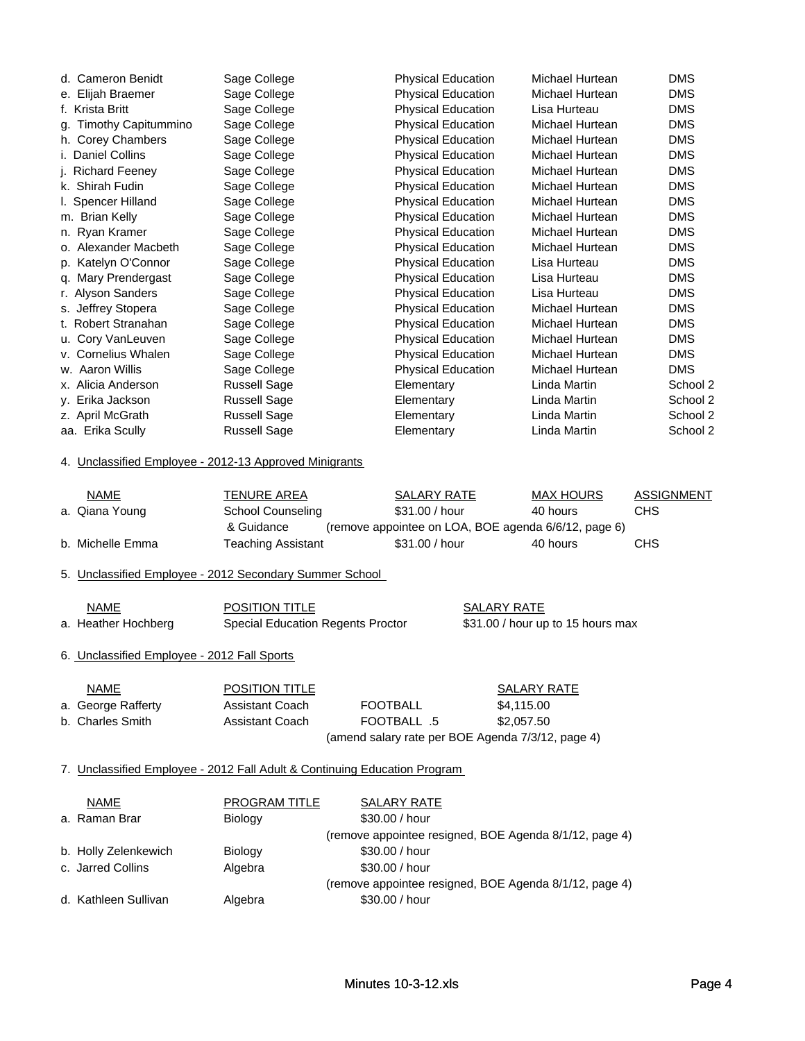| | | | | |
|---|---|---|---|---|
| d. Cameron Benidt | Sage College | Physical Education | Michael Hurtean | DMS |
| e. Elijah Braemer | Sage College | Physical Education | Michael Hurtean | DMS |
| f. Krista Britt | Sage College | Physical Education | Lisa Hurteau | DMS |
| g. Timothy Capitummino | Sage College | Physical Education | Michael Hurtean | DMS |
| h. Corey Chambers | Sage College | Physical Education | Michael Hurtean | DMS |
| i. Daniel Collins | Sage College | Physical Education | Michael Hurtean | DMS |
| j. Richard Feeney | Sage College | Physical Education | Michael Hurtean | DMS |
| k. Shirah Fudin | Sage College | Physical Education | Michael Hurtean | DMS |
| l. Spencer Hilland | Sage College | Physical Education | Michael Hurtean | DMS |
| m. Brian Kelly | Sage College | Physical Education | Michael Hurtean | DMS |
| n. Ryan Kramer | Sage College | Physical Education | Michael Hurtean | DMS |
| o. Alexander Macbeth | Sage College | Physical Education | Michael Hurtean | DMS |
| p. Katelyn O'Connor | Sage College | Physical Education | Lisa Hurteau | DMS |
| q. Mary Prendergast | Sage College | Physical Education | Lisa Hurteau | DMS |
| r. Alyson Sanders | Sage College | Physical Education | Lisa Hurteau | DMS |
| s. Jeffrey Stopera | Sage College | Physical Education | Michael Hurtean | DMS |
| t. Robert Stranahan | Sage College | Physical Education | Michael Hurtean | DMS |
| u. Cory VanLeuven | Sage College | Physical Education | Michael Hurtean | DMS |
| v. Cornelius Whalen | Sage College | Physical Education | Michael Hurtean | DMS |
| w. Aaron Willis | Sage College | Physical Education | Michael Hurtean | DMS |
| x. Alicia Anderson | Russell Sage | Elementary | Linda Martin | School 2 |
| y. Erika Jackson | Russell Sage | Elementary | Linda Martin | School 2 |
| z. April McGrath | Russell Sage | Elementary | Linda Martin | School 2 |
| aa. Erika Scully | Russell Sage | Elementary | Linda Martin | School 2 |

4. Unclassified Employee - 2012-13 Approved Minigrants

| NAME | TENURE AREA | SALARY RATE | MAX HOURS | ASSIGNMENT |
|---|---|---|---|---|
| a. Qiana Young | School Counseling & Guidance | $31.00 / hour | 40 hours | CHS |
| | | (remove appointee on LOA, BOE agenda 6/6/12, page 6) | | |
| b. Michelle Emma | Teaching Assistant | $31.00 / hour | 40 hours | CHS |

5. Unclassified Employee - 2012 Secondary Summer School

| NAME | POSITION TITLE | SALARY RATE |
|---|---|---|
| a. Heather Hochberg | Special Education Regents Proctor | $31.00 / hour up to 15 hours max |

6. Unclassified Employee - 2012 Fall Sports

| NAME | POSITION TITLE | | SALARY RATE |
|---|---|---|---|
| a. George Rafferty | Assistant Coach | FOOTBALL | $4,115.00 |
| b. Charles Smith | Assistant Coach | FOOTBALL .5 | $2,057.50 |
| | | (amend salary rate per BOE Agenda 7/3/12, page 4) | |

7. Unclassified Employee - 2012 Fall Adult & Continuing Education Program

| NAME | PROGRAM TITLE | SALARY RATE |
|---|---|---|
| a. Raman Brar | Biology | $30.00 / hour |
| | | (remove appointee resigned, BOE Agenda 8/1/12, page 4) |
| b. Holly Zelenkewich | Biology | $30.00 / hour |
| c. Jarred Collins | Algebra | $30.00 / hour |
| | | (remove appointee resigned, BOE Agenda 8/1/12, page 4) |
| d. Kathleen Sullivan | Algebra | $30.00 / hour |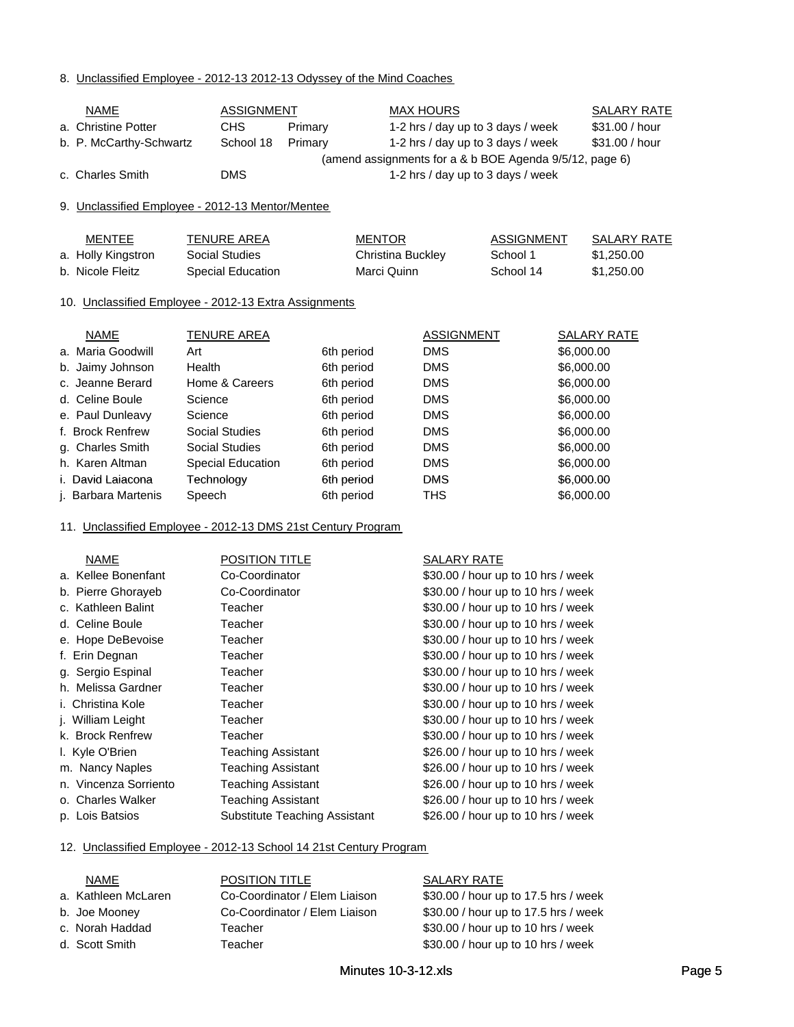8. Unclassified Employee - 2012-13 2012-13 Odyssey of the Mind Coaches

| NAME | ASSIGNMENT | | MAX HOURS | SALARY RATE |
|---|---|---|---|---|
| a. Christine Potter | CHS | Primary | 1-2 hrs / day up to 3 days / week | $31.00 / hour |
| b. P. McCarthy-Schwartz | School 18 | Primary | 1-2 hrs / day up to 3 days / week | $31.00 / hour |
| | | | (amend assignments for a & b BOE Agenda 9/5/12, page 6) | |
| c. Charles Smith | DMS | | 1-2 hrs / day up to 3 days / week | |

9. Unclassified Employee - 2012-13 Mentor/Mentee

| MENTEE | TENURE AREA | MENTOR | ASSIGNMENT | SALARY RATE |
|---|---|---|---|---|
| a. Holly Kingstron | Social Studies | Christina Buckley | School 1 | $1,250.00 |
| b. Nicole Fleitz | Special Education | Marci Quinn | School 14 | $1,250.00 |

10. Unclassified Employee - 2012-13 Extra Assignments

| NAME | TENURE AREA | | ASSIGNMENT | SALARY RATE |
|---|---|---|---|---|
| a. Maria Goodwill | Art | 6th period | DMS | $6,000.00 |
| b. Jaimy Johnson | Health | 6th period | DMS | $6,000.00 |
| c. Jeanne Berard | Home & Careers | 6th period | DMS | $6,000.00 |
| d. Celine Boule | Science | 6th period | DMS | $6,000.00 |
| e. Paul Dunleavy | Science | 6th period | DMS | $6,000.00 |
| f. Brock Renfrew | Social Studies | 6th period | DMS | $6,000.00 |
| g. Charles Smith | Social Studies | 6th period | DMS | $6,000.00 |
| h. Karen Altman | Special Education | 6th period | DMS | $6,000.00 |
| i. David Laiacona | Technology | 6th period | DMS | $6,000.00 |
| j. Barbara Martenis | Speech | 6th period | THS | $6,000.00 |

11. Unclassified Employee - 2012-13 DMS 21st Century Program

| NAME | POSITION TITLE | SALARY RATE |
|---|---|---|
| a. Kellee Bonenfant | Co-Coordinator | $30.00 / hour up to 10 hrs / week |
| b. Pierre Ghorayeb | Co-Coordinator | $30.00 / hour up to 10 hrs / week |
| c. Kathleen Balint | Teacher | $30.00 / hour up to 10 hrs / week |
| d. Celine Boule | Teacher | $30.00 / hour up to 10 hrs / week |
| e. Hope DeBevoise | Teacher | $30.00 / hour up to 10 hrs / week |
| f. Erin Degnan | Teacher | $30.00 / hour up to 10 hrs / week |
| g. Sergio Espinal | Teacher | $30.00 / hour up to 10 hrs / week |
| h. Melissa Gardner | Teacher | $30.00 / hour up to 10 hrs / week |
| i. Christina Kole | Teacher | $30.00 / hour up to 10 hrs / week |
| j. William Leight | Teacher | $30.00 / hour up to 10 hrs / week |
| k. Brock Renfrew | Teacher | $30.00 / hour up to 10 hrs / week |
| l. Kyle O'Brien | Teaching Assistant | $26.00 / hour up to 10 hrs / week |
| m. Nancy Naples | Teaching Assistant | $26.00 / hour up to 10 hrs / week |
| n. Vincenza Sorriento | Teaching Assistant | $26.00 / hour up to 10 hrs / week |
| o. Charles Walker | Teaching Assistant | $26.00 / hour up to 10 hrs / week |
| p. Lois Batsios | Substitute Teaching Assistant | $26.00 / hour up to 10 hrs / week |

12. Unclassified Employee - 2012-13 School 14 21st Century Program

| NAME | POSITION TITLE | SALARY RATE |
|---|---|---|
| a. Kathleen McLaren | Co-Coordinator / Elem Liaison | $30.00 / hour up to 17.5 hrs / week |
| b. Joe Mooney | Co-Coordinator / Elem Liaison | $30.00 / hour up to 17.5 hrs / week |
| c. Norah Haddad | Teacher | $30.00 / hour up to 10 hrs / week |
| d. Scott Smith | Teacher | $30.00 / hour up to 10 hrs / week |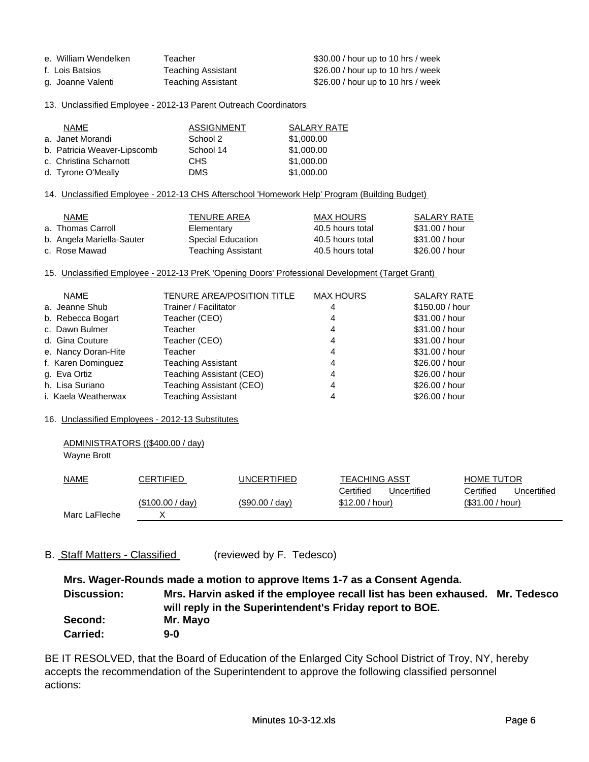| | | |
|---|---|---|
| e. William Wendelken | Teacher | $30.00 / hour up to 10 hrs / week |
| f. Lois Batsios | Teaching Assistant | $26.00 / hour up to 10 hrs / week |
| g. Joanne Valenti | Teaching Assistant | $26.00 / hour up to 10 hrs / week |

13. Unclassified Employee - 2012-13 Parent Outreach Coordinators

| NAME | ASSIGNMENT | SALARY RATE |
|---|---|---|
| a. Janet Morandi | School 2 | $1,000.00 |
| b. Patricia Weaver-Lipscomb | School 14 | $1,000.00 |
| c. Christina Scharnott | CHS | $1,000.00 |
| d. Tyrone O'Meally | DMS | $1,000.00 |

14. Unclassified Employee - 2012-13 CHS Afterschool 'Homework Help' Program (Building Budget)

| NAME | TENURE AREA | MAX HOURS | SALARY RATE |
|---|---|---|---|
| a. Thomas Carroll | Elementary | 40.5 hours total | $31.00 / hour |
| b. Angela Mariella-Sauter | Special Education | 40.5 hours total | $31.00 / hour |
| c. Rose Mawad | Teaching Assistant | 40.5 hours total | $26.00 / hour |

15. Unclassified Employee - 2012-13 PreK 'Opening Doors' Professional Development (Target Grant)

| NAME | TENURE AREA/POSITION TITLE | MAX HOURS | SALARY RATE |
|---|---|---|---|
| a. Jeanne Shub | Trainer / Facilitator | 4 | $150.00 / hour |
| b. Rebecca Bogart | Teacher (CEO) | 4 | $31.00 / hour |
| c. Dawn Bulmer | Teacher | 4 | $31.00 / hour |
| d. Gina Couture | Teacher (CEO) | 4 | $31.00 / hour |
| e. Nancy Doran-Hite | Teacher | 4 | $31.00 / hour |
| f. Karen Dominguez | Teaching Assistant | 4 | $26.00 / hour |
| g. Eva Ortiz | Teaching Assistant (CEO) | 4 | $26.00 / hour |
| h. Lisa Suriano | Teaching Assistant (CEO) | 4 | $26.00 / hour |
| i. Kaela Weatherwax | Teaching Assistant | 4 | $26.00 / hour |

16. Unclassified Employees - 2012-13 Substitutes

ADMINISTRATORS (($400.00 / day)
Wayne Brott

| NAME | CERTIFIED | UNCERTIFIED | TEACHING ASST | | HOME TUTOR | |
|---|---|---|---|---|---|---|
| | | | Certified | Uncertified | Certified | Uncertified |
| | ($100.00 / day) | ($90.00 / day) | $12.00 / hour) | | ($31.00 / hour) | |
| Marc LaFleche | X | | | | | |

B. Staff Matters - Classified (reviewed by F. Tedesco)

**Mrs. Wager-Rounds made a motion to approve Items 1-7 as a Consent Agenda.**

**Discussion:** **Mrs. Harvin asked if the employee recall list has been exhaused. Mr. Tedesco will reply in the Superintendent's Friday report to BOE.**

**Second:** **Mr. Mayo**

**Carried:** **9-0**

BE IT RESOLVED, that the Board of Education of the Enlarged City School District of Troy, NY, hereby accepts the recommendation of the Superintendent to approve the following classified personnel actions: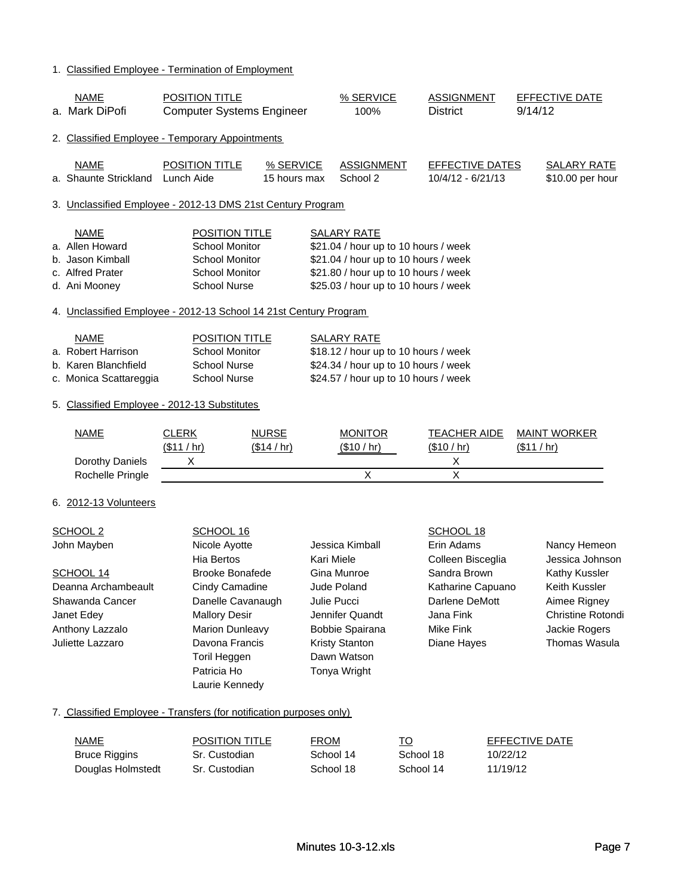1. Classified Employee - Termination of Employment

| | NAME | POSITION TITLE | % SERVICE | ASSIGNMENT | EFFECTIVE DATE |
|---|---|---|---|---|---|
| a. | Mark DiPofi | Computer Systems Engineer | 100% | District | 9/14/12 |

2. Classified Employee - Temporary Appointments

| | NAME | POSITION TITLE | % SERVICE | ASSIGNMENT | EFFECTIVE DATES | SALARY RATE |
|---|---|---|---|---|---|---|
| a. | Shaunte Strickland | Lunch Aide | 15 hours max | School 2 | 10/4/12 - 6/21/13 | $10.00 per hour |

3. Unclassified Employee - 2012-13 DMS 21st Century Program

| | NAME | POSITION TITLE | SALARY RATE |
|---|---|---|---|
| a. | Allen Howard | School Monitor | $21.04 / hour up to 10 hours / week |
| b. | Jason Kimball | School Monitor | $21.04 / hour up to 10 hours / week |
| c. | Alfred Prater | School Monitor | $21.80 / hour up to 10 hours / week |
| d. | Ani Mooney | School Nurse | $25.03 / hour up to 10 hours / week |

4. Unclassified Employee - 2012-13 School 14 21st Century Program

| | NAME | POSITION TITLE | SALARY RATE |
|---|---|---|---|
| a. | Robert Harrison | School Monitor | $18.12 / hour up to 10 hours / week |
| b. | Karen Blanchfield | School Nurse | $24.34 / hour up to 10 hours / week |
| c. | Monica Scattareggia | School Nurse | $24.57 / hour up to 10 hours / week |

5. Classified Employee - 2012-13 Substitutes

| NAME | CLERK ($11 / hr) | NURSE ($14 / hr) | MONITOR ($10 / hr) | TEACHER AIDE ($10 / hr) | MAINT WORKER ($11 / hr) |
|---|---|---|---|---|---|
| Dorothy Daniels | X | | | X | |
| Rochelle Pringle | | | X | X | |

6. 2012-13 Volunteers

| SCHOOL 2 | SCHOOL 16 | | SCHOOL 18 | |
|---|---|---|---|---|
| John Mayben | Nicole Ayotte | Jessica Kimball | Erin Adams | Nancy Hemeon |
| | Hia Bertos | Kari Miele | Colleen Bisceglia | Jessica Johnson |
| **SCHOOL 14** | Brooke Bonafede | Gina Munroe | Sandra Brown | Kathy Kussler |
| Deanna Archambeault | Cindy Camadine | Jude Poland | Katharine Capuano | Keith Kussler |
| Shawanda Cancer | Danelle Cavanaugh | Julie Pucci | Darlene DeMott | Aimee Rigney |
| Janet Edey | Mallory Desir | Jennifer Quandt | Jana Fink | Christine Rotondi |
| Anthony Lazzalo | Marion Dunleavy | Bobbie Spairana | Mike Fink | Jackie Rogers |
| Juliette Lazzaro | Davona Francis | Kristy Stanton | Diane Hayes | Thomas Wasula |
| | Toril Heggen | Dawn Watson | | |
| | Patricia Ho | Tonya Wright | | |
| | Laurie Kennedy | | | |

7. Classified Employee - Transfers (for notification purposes only)

| NAME | POSITION TITLE | FROM | TO | EFFECTIVE DATE |
|---|---|---|---|---|
| Bruce Riggins | Sr. Custodian | School 14 | School 18 | 10/22/12 |
| Douglas Holmstedt | Sr. Custodian | School 18 | School 14 | 11/19/12 |

Minutes 10-3-12.xls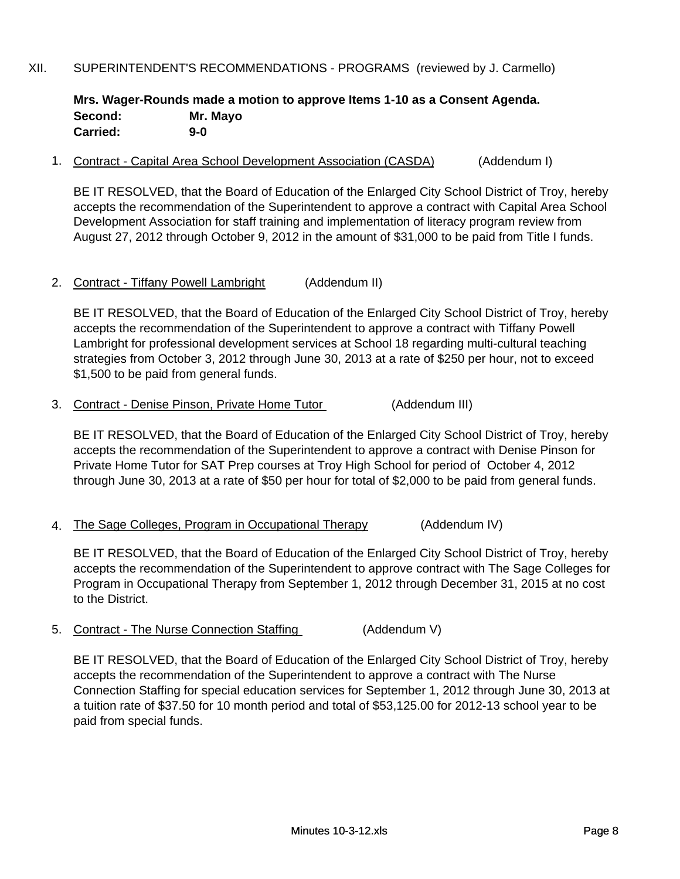XII. SUPERINTENDENT'S RECOMMENDATIONS - PROGRAMS (reviewed by J. Carmello)

**Mrs. Wager-Rounds made a motion to approve Items 1-10 as a Consent Agenda.**
**Second: Mr. Mayo**
**Carried: 9-0**

1. Contract - Capital Area School Development Association (CASDA) (Addendum I)

   BE IT RESOLVED, that the Board of Education of the Enlarged City School District of Troy, hereby accepts the recommendation of the Superintendent to approve a contract with Capital Area School Development Association for staff training and implementation of literacy program review from August 27, 2012 through October 9, 2012 in the amount of $31,000 to be paid from Title I funds.

2. Contract - Tiffany Powell Lambright (Addendum II)

   BE IT RESOLVED, that the Board of Education of the Enlarged City School District of Troy, hereby accepts the recommendation of the Superintendent to approve a contract with Tiffany Powell Lambright for professional development services at School 18 regarding multi-cultural teaching strategies from October 3, 2012 through June 30, 2013 at a rate of $250 per hour, not to exceed $1,500 to be paid from general funds.

3. Contract - Denise Pinson, Private Home Tutor (Addendum III)

   BE IT RESOLVED, that the Board of Education of the Enlarged City School District of Troy, hereby accepts the recommendation of the Superintendent to approve a contract with Denise Pinson for Private Home Tutor for SAT Prep courses at Troy High School for period of October 4, 2012 through June 30, 2013 at a rate of $50 per hour for total of $2,000 to be paid from general funds.

4. The Sage Colleges, Program in Occupational Therapy (Addendum IV)

   BE IT RESOLVED, that the Board of Education of the Enlarged City School District of Troy, hereby accepts the recommendation of the Superintendent to approve contract with The Sage Colleges for Program in Occupational Therapy from September 1, 2012 through December 31, 2015 at no cost to the District.

5. Contract - The Nurse Connection Staffing (Addendum V)

   BE IT RESOLVED, that the Board of Education of the Enlarged City School District of Troy, hereby accepts the recommendation of the Superintendent to approve a contract with The Nurse Connection Staffing for special education services for September 1, 2012 through June 30, 2013 at a tuition rate of $37.50 for 10 month period and total of $53,125.00 for 2012-13 school year to be paid from special funds.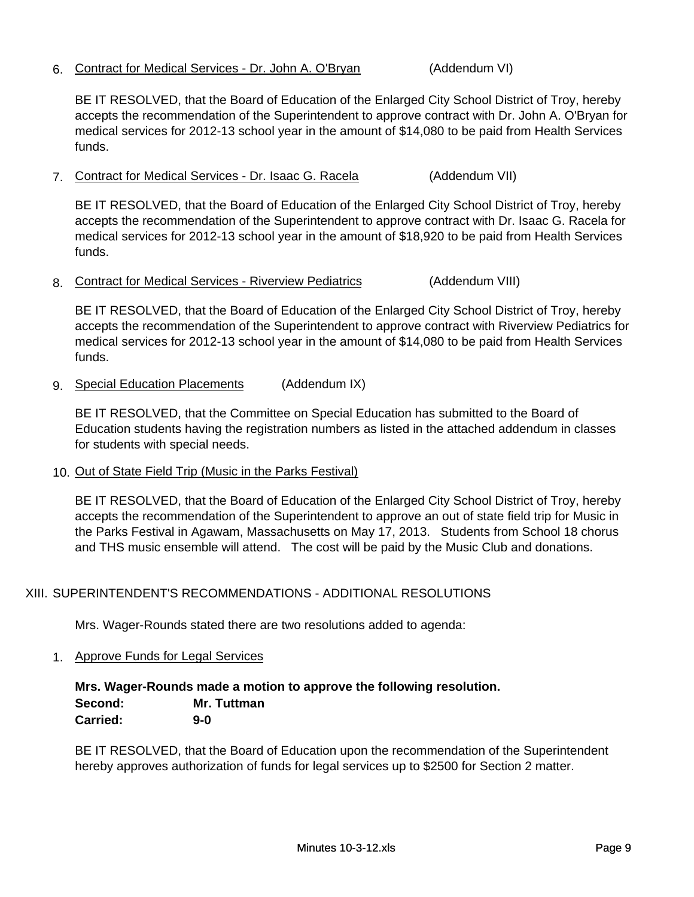6. Contract for Medical Services - Dr. John A. O'Bryan (Addendum VI)

   BE IT RESOLVED, that the Board of Education of the Enlarged City School District of Troy, hereby accepts the recommendation of the Superintendent to approve contract with Dr. John A. O'Bryan for medical services for 2012-13 school year in the amount of $14,080 to be paid from Health Services funds.

7. Contract for Medical Services - Dr. Isaac G. Racela (Addendum VII)

   BE IT RESOLVED, that the Board of Education of the Enlarged City School District of Troy, hereby accepts the recommendation of the Superintendent to approve contract with Dr. Isaac G. Racela for medical services for 2012-13 school year in the amount of $18,920 to be paid from Health Services funds.

8. Contract for Medical Services - Riverview Pediatrics (Addendum VIII)

   BE IT RESOLVED, that the Board of Education of the Enlarged City School District of Troy, hereby accepts the recommendation of the Superintendent to approve contract with Riverview Pediatrics for medical services for 2012-13 school year in the amount of $14,080 to be paid from Health Services funds.

9. Special Education Placements (Addendum IX)

   BE IT RESOLVED, that the Committee on Special Education has submitted to the Board of Education students having the registration numbers as listed in the attached addendum in classes for students with special needs.

10. Out of State Field Trip (Music in the Parks Festival)

    BE IT RESOLVED, that the Board of Education of the Enlarged City School District of Troy, hereby accepts the recommendation of the Superintendent to approve an out of state field trip for Music in the Parks Festival in Agawam, Massachusetts on May 17, 2013. Students from School 18 chorus and THS music ensemble will attend. The cost will be paid by the Music Club and donations.

## XIII. SUPERINTENDENT'S RECOMMENDATIONS - ADDITIONAL RESOLUTIONS

Mrs. Wager-Rounds stated there are two resolutions added to agenda:

1. Approve Funds for Legal Services

   **Mrs. Wager-Rounds made a motion to approve the following resolution.**
   **Second:** **Mr. Tuttman**
   **Carried:** **9-0**

   BE IT RESOLVED, that the Board of Education upon the recommendation of the Superintendent hereby approves authorization of funds for legal services up to $2500 for Section 2 matter.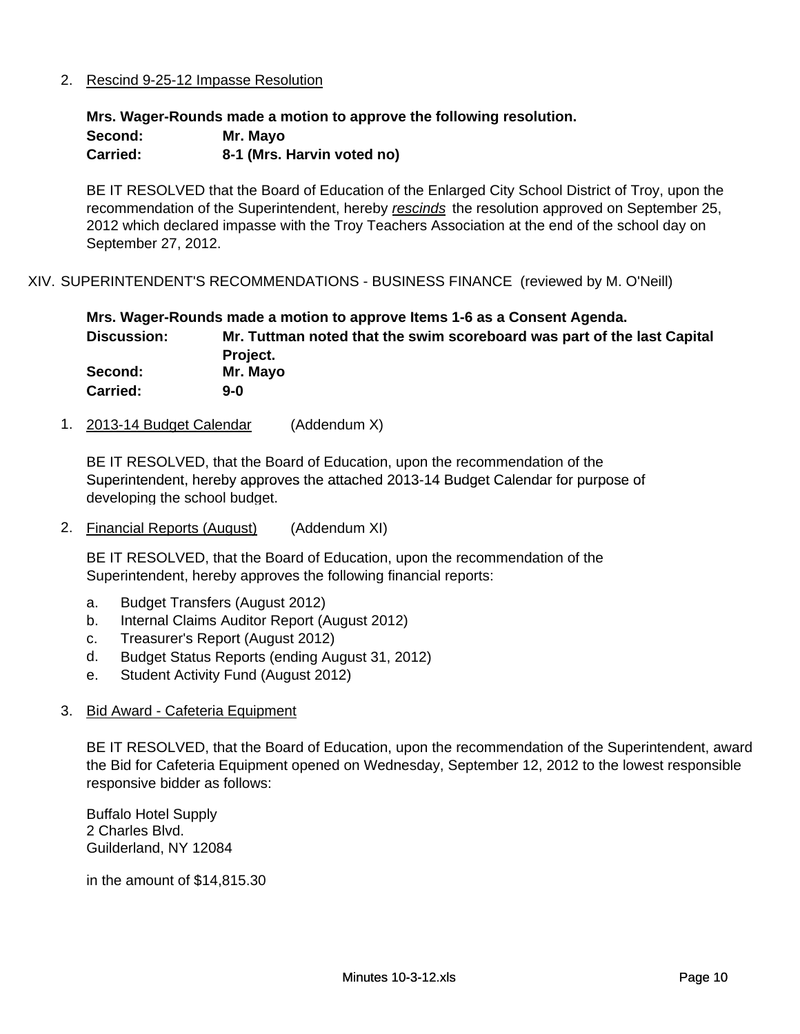2. Rescind 9-25-12 Impasse Resolution

**Mrs. Wager-Rounds made a motion to approve the following resolution.**
**Second:** **Mr. Mayo**
**Carried:** **8-1 (Mrs. Harvin voted no)**

BE IT RESOLVED that the Board of Education of the Enlarged City School District of Troy, upon the recommendation of the Superintendent, hereby *rescinds* the resolution approved on September 25, 2012 which declared impasse with the Troy Teachers Association at the end of the school day on September 27, 2012.

## XIV. SUPERINTENDENT'S RECOMMENDATIONS - BUSINESS FINANCE (reviewed by M. O'Neill)

**Mrs. Wager-Rounds made a motion to approve Items 1-6 as a Consent Agenda.**
**Discussion:** **Mr. Tuttman noted that the swim scoreboard was part of the last Capital Project.**
**Second:** **Mr. Mayo**
**Carried:** **9-0**

1. 2013-14 Budget Calendar (Addendum X)

   BE IT RESOLVED, that the Board of Education, upon the recommendation of the Superintendent, hereby approves the attached 2013-14 Budget Calendar for purpose of developing the school budget.

2. Financial Reports (August) (Addendum XI)

   BE IT RESOLVED, that the Board of Education, upon the recommendation of the Superintendent, hereby approves the following financial reports:

   a. Budget Transfers (August 2012)
   b. Internal Claims Auditor Report (August 2012)
   c. Treasurer's Report (August 2012)
   d. Budget Status Reports (ending August 31, 2012)
   e. Student Activity Fund (August 2012)

3. Bid Award - Cafeteria Equipment

   BE IT RESOLVED, that the Board of Education, upon the recommendation of the Superintendent, award the Bid for Cafeteria Equipment opened on Wednesday, September 12, 2012 to the lowest responsible responsive bidder as follows:

   Buffalo Hotel Supply
   2 Charles Blvd.
   Guilderland, NY 12084

   in the amount of $14,815.30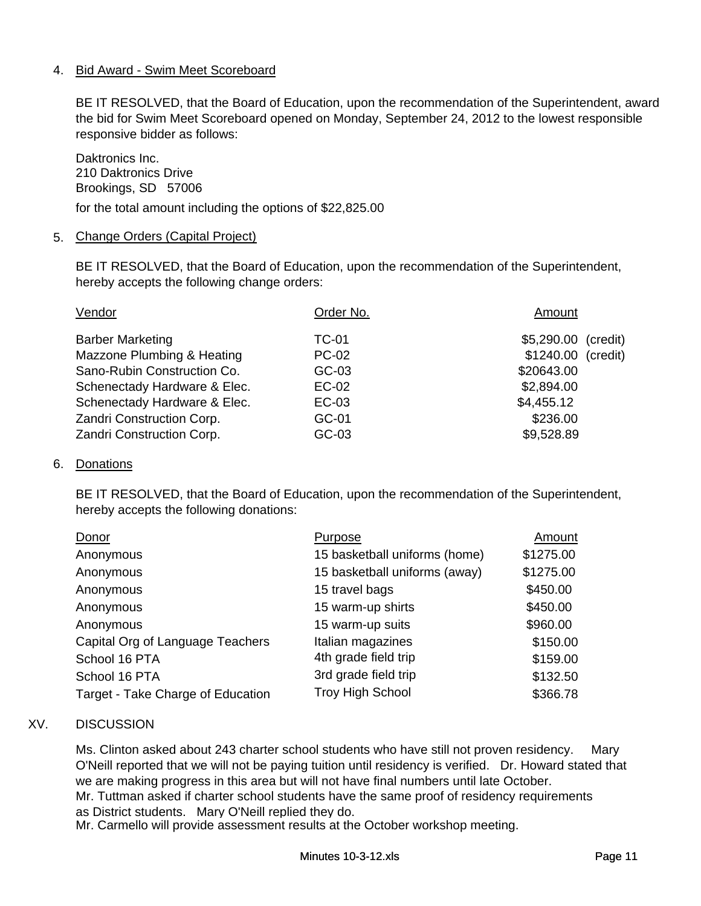4. Bid Award - Swim Meet Scoreboard

BE IT RESOLVED, that the Board of Education, upon the recommendation of the Superintendent, award the bid for Swim Meet Scoreboard opened on Monday, September 24, 2012 to the lowest responsible responsive bidder as follows:

Daktronics Inc.
210 Daktronics Drive
Brookings, SD 57006

for the total amount including the options of $22,825.00

5. Change Orders (Capital Project)

BE IT RESOLVED, that the Board of Education, upon the recommendation of the Superintendent, hereby accepts the following change orders:

| Vendor | Order No. | Amount |
|---|---|---|
| Barber Marketing | TC-01 | $5,290.00 (credit) |
| Mazzone Plumbing & Heating | PC-02 | $1240.00 (credit) |
| Sano-Rubin Construction Co. | GC-03 | $20643.00 |
| Schenectady Hardware & Elec. | EC-02 | $2,894.00 |
| Schenectady Hardware & Elec. | EC-03 | $4,455.12 |
| Zandri Construction Corp. | GC-01 | $236.00 |
| Zandri Construction Corp. | GC-03 | $9,528.89 |

6. Donations

BE IT RESOLVED, that the Board of Education, upon the recommendation of the Superintendent, hereby accepts the following donations:

| Donor | Purpose | Amount |
|---|---|---|
| Anonymous | 15 basketball uniforms (home) | $1275.00 |
| Anonymous | 15 basketball uniforms (away) | $1275.00 |
| Anonymous | 15 travel bags | $450.00 |
| Anonymous | 15 warm-up shirts | $450.00 |
| Anonymous | 15 warm-up suits | $960.00 |
| Capital Org of Language Teachers | Italian magazines | $150.00 |
| School 16 PTA | 4th grade field trip | $159.00 |
| School 16 PTA | 3rd grade field trip | $132.50 |
| Target - Take Charge of Education | Troy High School | $366.78 |

XV. DISCUSSION

Ms. Clinton asked about 243 charter school students who have still not proven residency. Mary O'Neill reported that we will not be paying tuition until residency is verified. Dr. Howard stated that we are making progress in this area but will not have final numbers until late October.
Mr. Tuttman asked if charter school students have the same proof of residency requirements as District students. Mary O'Neill replied they do.
Mr. Carmello will provide assessment results at the October workshop meeting.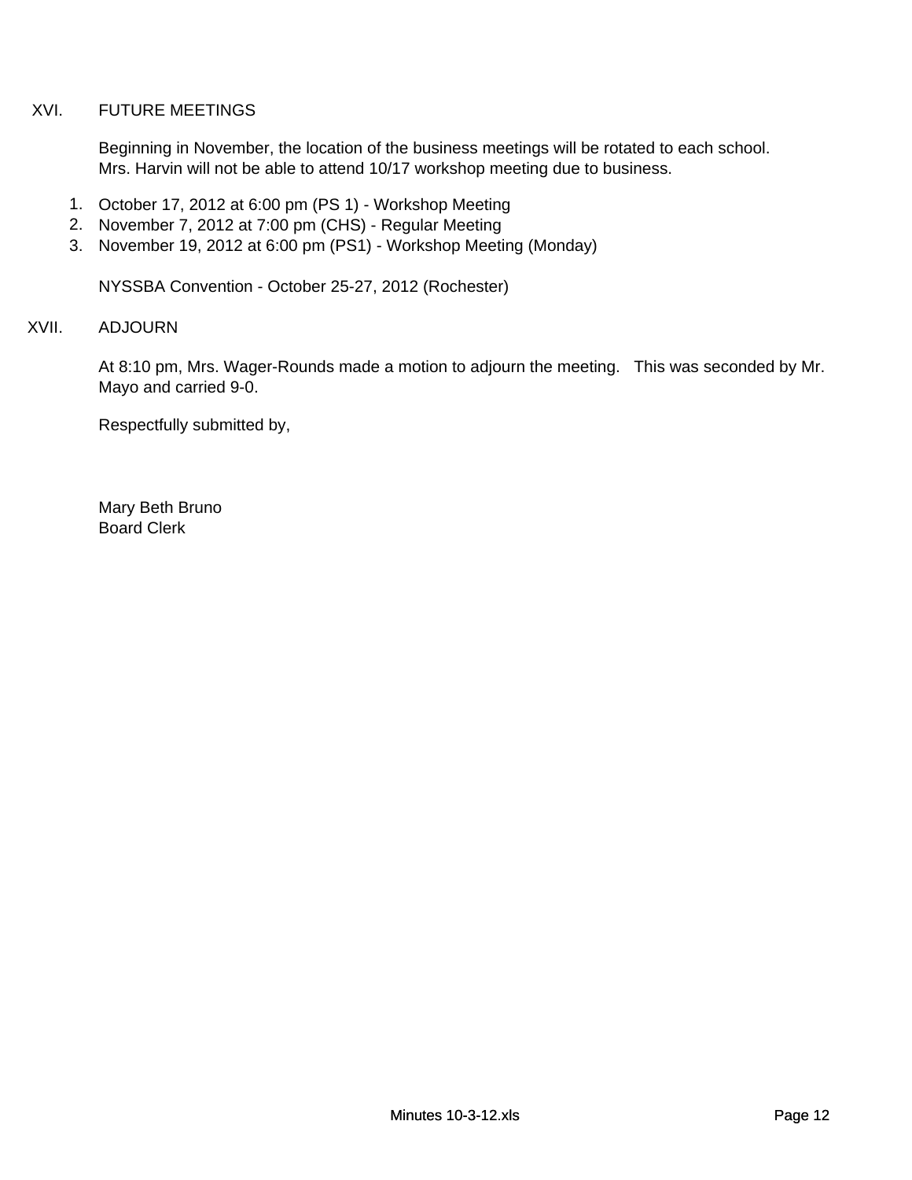## XVI. FUTURE MEETINGS

Beginning in November, the location of the business meetings will be rotated to each school.
Mrs. Harvin will not be able to attend 10/17 workshop meeting due to business.

1. October 17, 2012 at 6:00 pm (PS 1) - Workshop Meeting
2. November 7, 2012 at 7:00 pm (CHS) - Regular Meeting
3. November 19, 2012 at 6:00 pm (PS1) - Workshop Meeting (Monday)

NYSSBA Convention - October 25-27, 2012 (Rochester)

## XVII. ADJOURN

At 8:10 pm, Mrs. Wager-Rounds made a motion to adjourn the meeting. This was seconded by Mr. Mayo and carried 9-0.

Respectfully submitted by,

Mary Beth Bruno
Board Clerk